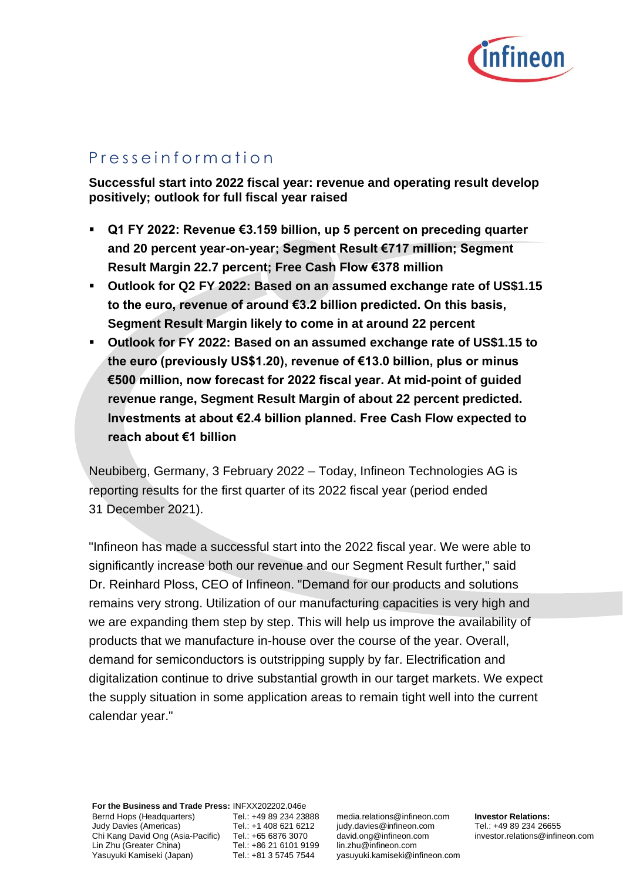# Presseinformation

**Successful start into 2022 fiscal year: revenue and operating result develop positively; outlook for full fiscal year raised**

- **Q1 FY 2022: Revenue €3.159 billion, up 5 percent on preceding quarter and 20 percent year-on-year; Segment Result €717 million; Segment Result Margin 22.7 percent; Free Cash Flow €378 million**
- **Outlook for Q2 FY 2022: Based on an assumed exchange rate of US$1.15 to the euro, revenue of around €3.2 billion predicted. On this basis, Segment Result Margin likely to come in at around 22 percent**
- **Outlook for FY 2022: Based on an assumed exchange rate of US$1.15 to the euro (previously US$1.20), revenue of €13.0 billion, plus or minus €500 million, now forecast for 2022 fiscal year. At mid-point of guided revenue range, Segment Result Margin of about 22 percent predicted. Investments at about €2.4 billion planned. Free Cash Flow expected to reach about €1 billion**

Neubiberg, Germany, 3 February 2022 – Today, Infineon Technologies AG is reporting results for the first quarter of its 2022 fiscal year (period ended 31 December 2021).

"Infineon has made a successful start into the 2022 fiscal year. We were able to significantly increase both our revenue and our Segment Result further," said Dr. Reinhard Ploss, CEO of Infineon. "Demand for our products and solutions remains very strong. Utilization of our manufacturing capacities is very high and we are expanding them step by step. This will help us improve the availability of products that we manufacture in-house over the course of the year. Overall, demand for semiconductors is outstripping supply by far. Electrification and digitalization continue to drive substantial growth in our target markets. We expect the supply situation in some application areas to remain tight well into the current calendar year."

**For the Business and Trade Press:** INFXX202202.046e

| | | | |
|---|---|---|---|
| Bernd Hops (Headquarters) | Tel.: +49 89 234 23888 | media.relations@infineon.com | **Investor Relations:** |
| Judy Davies (Americas) | Tel.: +1 408 621 6212 | judy.davies@infineon.com | Tel.: +49 89 234 26655 |
| Chi Kang David Ong (Asia-Pacific) | Tel.: +65 6876 3070 | david.ong@infineon.com | investor.relations@infineon.com |
| Lin Zhu (Greater China) | Tel.: +86 21 6101 9199 | lin.zhu@infineon.com | |
| Yasuyuki Kamiseki (Japan) | Tel.: +81 3 5745 7544 | yasuyuki.kamiseki@infineon.com | |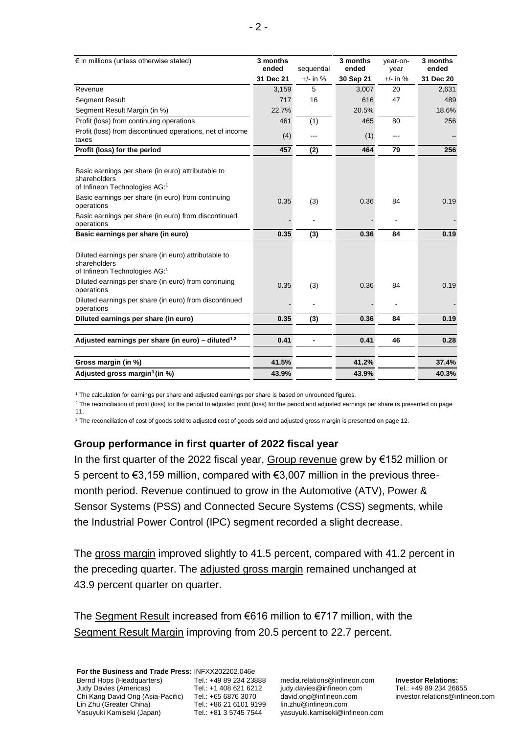| € in millions (unless otherwise stated) | 3 months ended 31 Dec 21 | sequential +/- in % | 3 months ended 30 Sep 21 | year-on-year +/- in % | 3 months ended 31 Dec 20 |
|---|---|---|---|---|---|
| Revenue | 3,159 | 5 | 3,007 | 20 | 2,631 |
| Segment Result | 717 | 16 | 616 | 47 | 489 |
| Segment Result Margin (in %) | 22.7% | | 20.5% | | 18.6% |
| Profit (loss) from continuing operations | 461 | (1) | 465 | 80 | 256 |
| Profit (loss) from discontinued operations, net of income taxes | (4) | --- | (1) | --- | – |
| **Profit (loss) for the period** | **457** | **(2)** | **464** | **79** | **256** |
| Basic earnings per share (in euro) attributable to shareholders of Infineon Technologies AG:[1] | | | | | |
| Basic earnings per share (in euro) from continuing operations | 0.35 | (3) | 0.36 | 84 | 0.19 |
| Basic earnings per share (in euro) from discontinued operations | - | - | - | - | - |
| **Basic earnings per share (in euro)** | **0.35** | **(3)** | **0.36** | **84** | **0.19** |
| Diluted earnings per share (in euro) attributable to shareholders of Infineon Technologies AG:[1] | | | | | |
| Diluted earnings per share (in euro) from continuing operations | 0.35 | (3) | 0.36 | 84 | 0.19 |
| Diluted earnings per share (in euro) from discontinued operations | - | - | - | - | - |
| **Diluted earnings per share (in euro)** | **0.35** | **(3)** | **0.36** | **84** | **0.19** |
| **Adjusted earnings per share (in euro) – diluted[1,2]** | **0.41** | **-** | **0.41** | **46** | **0.28** |
| **Gross margin (in %)** | **41.5%** | | **41.2%** | | **37.4%** |
| **Adjusted gross margin[3] (in %)** | **43.9%** | | **43.9%** | | **40.3%** |

[1] The calculation for earnings per share and adjusted earnings per share is based on unrounded figures.

[2] The reconciliation of profit (loss) for the period to adjusted profit (loss) for the period and adjusted earnings per share is presented on page 11.

[3] The reconciliation of cost of goods sold to adjusted cost of goods sold and adjusted gross margin is presented on page 12.

## Group performance in first quarter of 2022 fiscal year

In the first quarter of the 2022 fiscal year, Group revenue grew by €152 million or 5 percent to €3,159 million, compared with €3,007 million in the previous three-month period. Revenue continued to grow in the Automotive (ATV), Power & Sensor Systems (PSS) and Connected Secure Systems (CSS) segments, while the Industrial Power Control (IPC) segment recorded a slight decrease.

The gross margin improved slightly to 41.5 percent, compared with 41.2 percent in the preceding quarter. The adjusted gross margin remained unchanged at 43.9 percent quarter on quarter.

The Segment Result increased from €616 million to €717 million, with the Segment Result Margin improving from 20.5 percent to 22.7 percent.

**For the Business and Trade Press:** INFXX202202.046e

| | | | |
|---|---|---|---|
| Bernd Hops (Headquarters) | Tel.: +49 89 234 23888 | media.relations@infineon.com | **Investor Relations:** |
| Judy Davies (Americas) | Tel.: +1 408 621 6212 | judy.davies@infineon.com | Tel.: +49 89 234 26655 |
| Chi Kang David Ong (Asia-Pacific) | Tel.: +65 6876 3070 | david.ong@infineon.com | investor.relations@infineon.com |
| Lin Zhu (Greater China) | Tel.: +86 21 6101 9199 | lin.zhu@infineon.com | |
| Yasuyuki Kamiseki (Japan) | Tel.: +81 3 5745 7544 | yasuyuki.kamiseki@infineon.com | |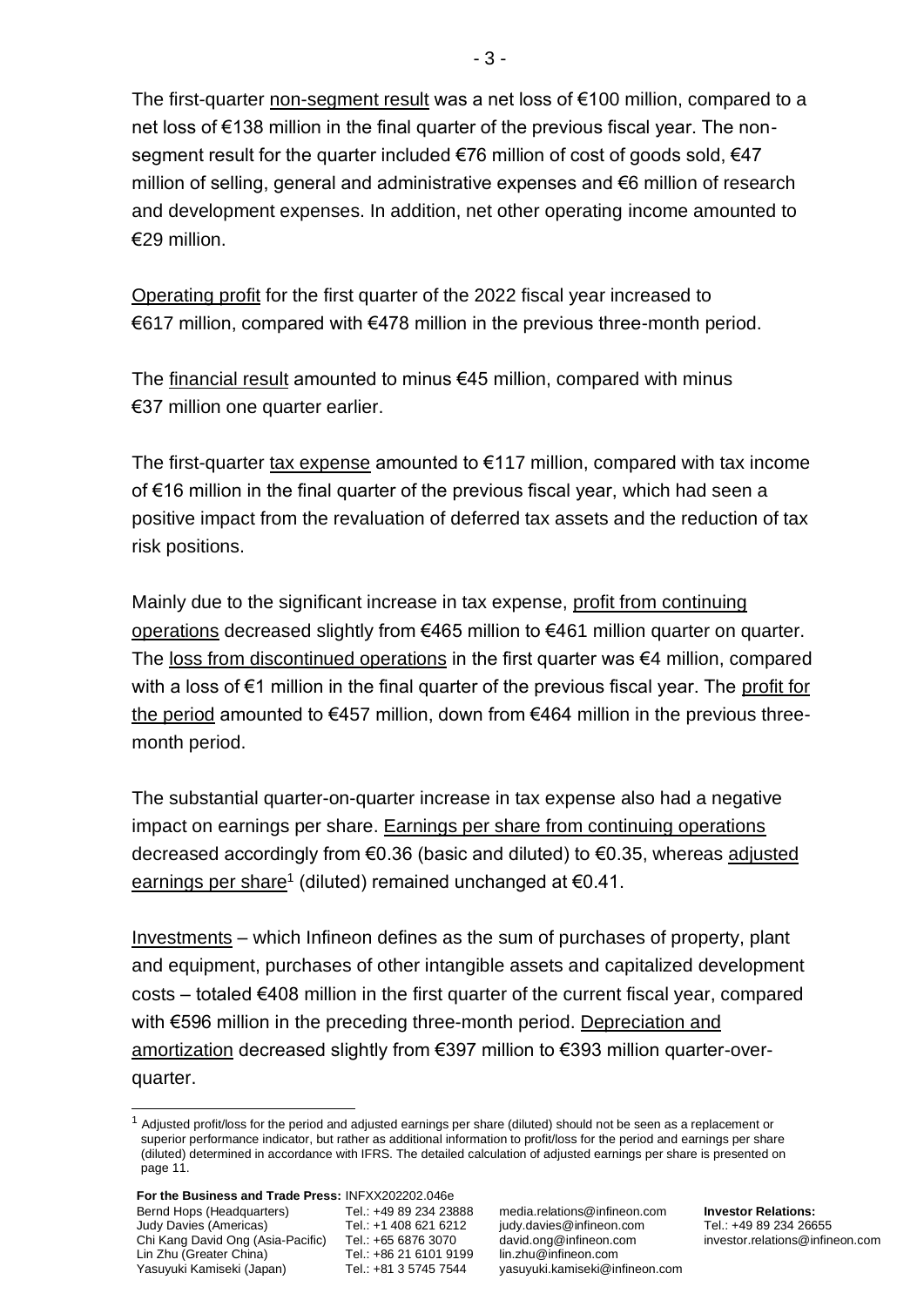The first-quarter non-segment result was a net loss of €100 million, compared to a net loss of €138 million in the final quarter of the previous fiscal year. The non-segment result for the quarter included €76 million of cost of goods sold, €47 million of selling, general and administrative expenses and €6 million of research and development expenses. In addition, net other operating income amounted to €29 million.

Operating profit for the first quarter of the 2022 fiscal year increased to €617 million, compared with €478 million in the previous three-month period.

The financial result amounted to minus €45 million, compared with minus €37 million one quarter earlier.

The first-quarter tax expense amounted to €117 million, compared with tax income of €16 million in the final quarter of the previous fiscal year, which had seen a positive impact from the revaluation of deferred tax assets and the reduction of tax risk positions.

Mainly due to the significant increase in tax expense, profit from continuing operations decreased slightly from €465 million to €461 million quarter on quarter. The loss from discontinued operations in the first quarter was €4 million, compared with a loss of €1 million in the final quarter of the previous fiscal year. The profit for the period amounted to €457 million, down from €464 million in the previous three-month period.

The substantial quarter-on-quarter increase in tax expense also had a negative impact on earnings per share. Earnings per share from continuing operations decreased accordingly from €0.36 (basic and diluted) to €0.35, whereas adjusted earnings per share[1] (diluted) remained unchanged at €0.41.

Investments – which Infineon defines as the sum of purchases of property, plant and equipment, purchases of other intangible assets and capitalized development costs – totaled €408 million in the first quarter of the current fiscal year, compared with €596 million in the preceding three-month period. Depreciation and amortization decreased slightly from €397 million to €393 million quarter-over-quarter.

[1] Adjusted profit/loss for the period and adjusted earnings per share (diluted) should not be seen as a replacement or superior performance indicator, but rather as additional information to profit/loss for the period and earnings per share (diluted) determined in accordance with IFRS. The detailed calculation of adjusted earnings per share is presented on page 11.

**For the Business and Trade Press:** INFXX202202.046e

| | | | |
|---|---|---|---|
| Bernd Hops (Headquarters) | Tel.: +49 89 234 23888 | media.relations@infineon.com | **Investor Relations:** |
| Judy Davies (Americas) | Tel.: +1 408 621 6212 | judy.davies@infineon.com | Tel.: +49 89 234 26655 |
| Chi Kang David Ong (Asia-Pacific) | Tel.: +65 6876 3070 | david.ong@infineon.com | investor.relations@infineon.com |
| Lin Zhu (Greater China) | Tel.: +86 21 6101 9199 | lin.zhu@infineon.com | |
| Yasuyuki Kamiseki (Japan) | Tel.: +81 3 5745 7544 | yasuyuki.kamiseki@infineon.com | |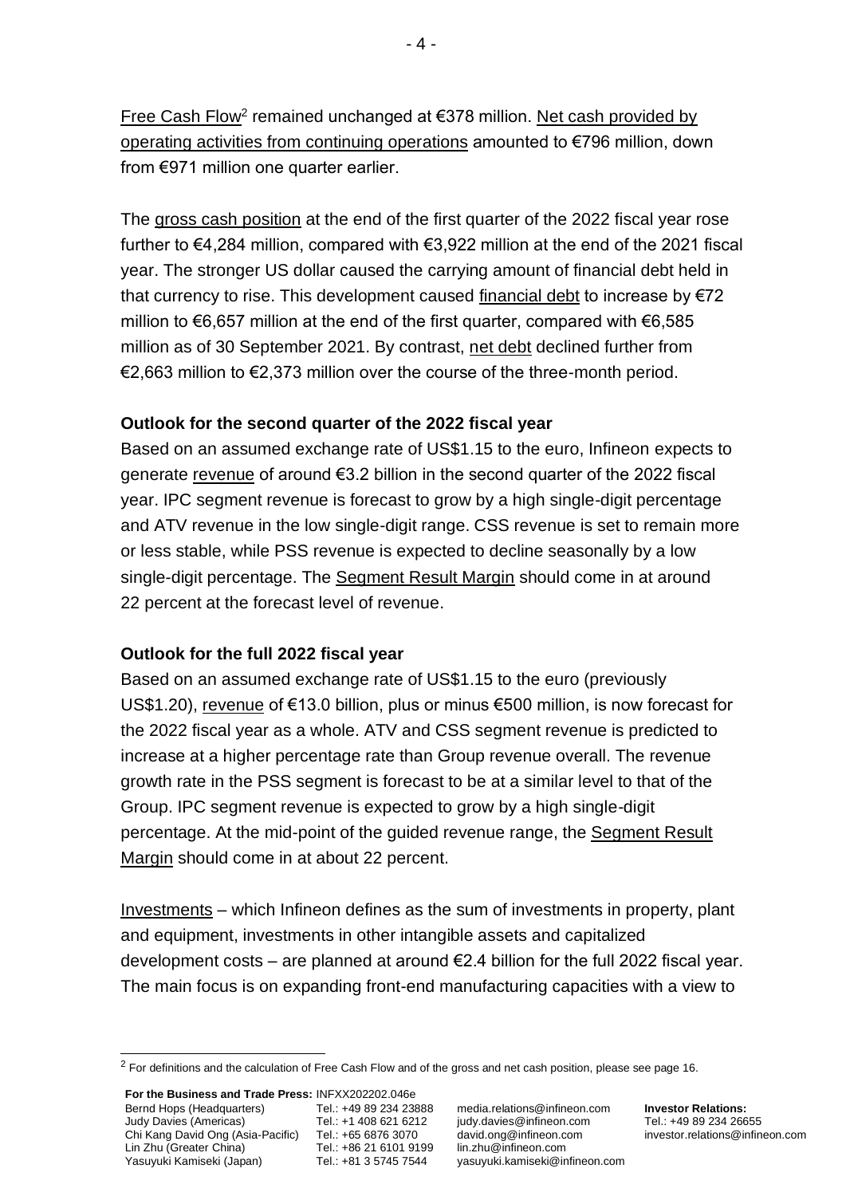Free Cash Flow[2] remained unchanged at €378 million. Net cash provided by operating activities from continuing operations amounted to €796 million, down from €971 million one quarter earlier.

The gross cash position at the end of the first quarter of the 2022 fiscal year rose further to €4,284 million, compared with €3,922 million at the end of the 2021 fiscal year. The stronger US dollar caused the carrying amount of financial debt held in that currency to rise. This development caused financial debt to increase by €72 million to €6,657 million at the end of the first quarter, compared with €6,585 million as of 30 September 2021. By contrast, net debt declined further from €2,663 million to €2,373 million over the course of the three-month period.

**Outlook for the second quarter of the 2022 fiscal year**

Based on an assumed exchange rate of US$1.15 to the euro, Infineon expects to generate revenue of around €3.2 billion in the second quarter of the 2022 fiscal year. IPC segment revenue is forecast to grow by a high single-digit percentage and ATV revenue in the low single-digit range. CSS revenue is set to remain more or less stable, while PSS revenue is expected to decline seasonally by a low single-digit percentage. The Segment Result Margin should come in at around 22 percent at the forecast level of revenue.

**Outlook for the full 2022 fiscal year**

Based on an assumed exchange rate of US$1.15 to the euro (previously US$1.20), revenue of €13.0 billion, plus or minus €500 million, is now forecast for the 2022 fiscal year as a whole. ATV and CSS segment revenue is predicted to increase at a higher percentage rate than Group revenue overall. The revenue growth rate in the PSS segment is forecast to be at a similar level to that of the Group. IPC segment revenue is expected to grow by a high single-digit percentage. At the mid-point of the guided revenue range, the Segment Result Margin should come in at about 22 percent.

Investments – which Infineon defines as the sum of investments in property, plant and equipment, investments in other intangible assets and capitalized development costs – are planned at around €2.4 billion for the full 2022 fiscal year. The main focus is on expanding front-end manufacturing capacities with a view to

---

[2] For definitions and the calculation of Free Cash Flow and of the gross and net cash position, please see page 16.

**For the Business and Trade Press:** INFXX202202.046e

| | | | |
|---|---|---|---|
| Bernd Hops (Headquarters) | Tel.: +49 89 234 23888 | media.relations@infineon.com | **Investor Relations:** |
| Judy Davies (Americas) | Tel.: +1 408 621 6212 | judy.davies@infineon.com | Tel.: +49 89 234 26655 |
| Chi Kang David Ong (Asia-Pacific) | Tel.: +65 6876 3070 | david.ong@infineon.com | investor.relations@infineon.com |
| Lin Zhu (Greater China) | Tel.: +86 21 6101 9199 | lin.zhu@infineon.com | |
| Yasuyuki Kamiseki (Japan) | Tel.: +81 3 5745 7544 | yasuyuki.kamiseki@infineon.com | |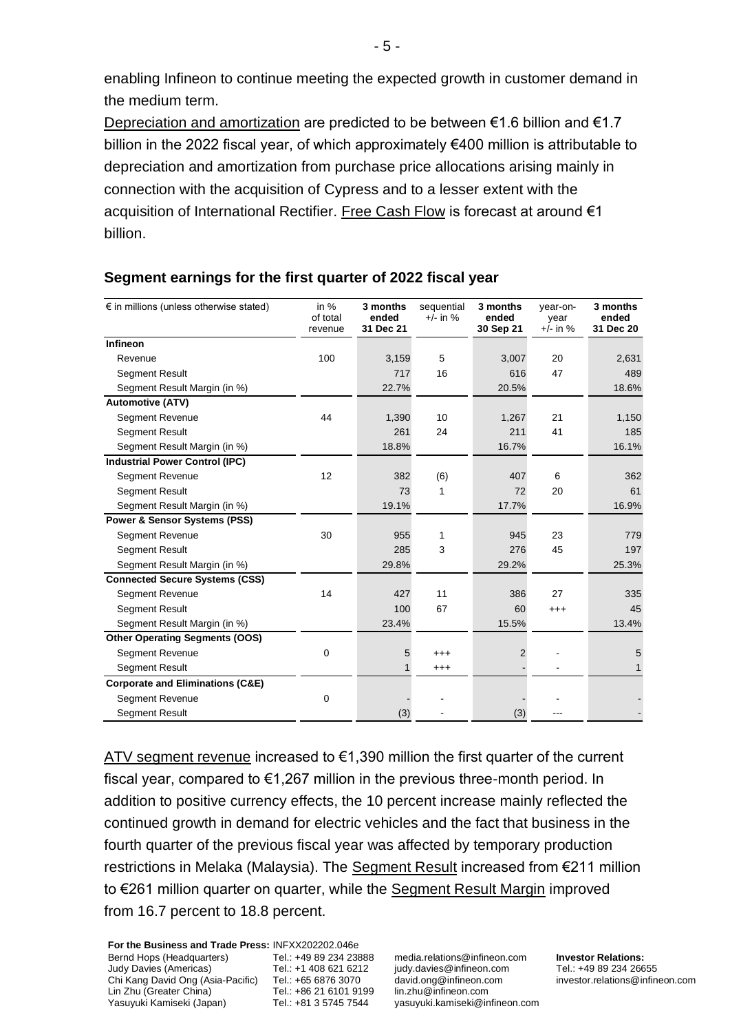enabling Infineon to continue meeting the expected growth in customer demand in the medium term.

Depreciation and amortization are predicted to be between €1.6 billion and €1.7 billion in the 2022 fiscal year, of which approximately €400 million is attributable to depreciation and amortization from purchase price allocations arising mainly in connection with the acquisition of Cypress and to a lesser extent with the acquisition of International Rectifier. Free Cash Flow is forecast at around €1 billion.

## Segment earnings for the first quarter of 2022 fiscal year

| € in millions (unless otherwise stated) | in % of total revenue | 3 months ended 31 Dec 21 | sequential +/- in % | 3 months ended 30 Sep 21 | year-on-year +/- in % | 3 months ended 31 Dec 20 |
|---|---|---|---|---|---|---|
| **Infineon** | | | | | | |
| Revenue | 100 | 3,159 | 5 | 3,007 | 20 | 2,631 |
| Segment Result | | 717 | 16 | 616 | 47 | 489 |
| Segment Result Margin (in %) | | 22.7% | | 20.5% | | 18.6% |
| **Automotive (ATV)** | | | | | | |
| Segment Revenue | 44 | 1,390 | 10 | 1,267 | 21 | 1,150 |
| Segment Result | | 261 | 24 | 211 | 41 | 185 |
| Segment Result Margin (in %) | | 18.8% | | 16.7% | | 16.1% |
| **Industrial Power Control (IPC)** | | | | | | |
| Segment Revenue | 12 | 382 | (6) | 407 | 6 | 362 |
| Segment Result | | 73 | 1 | 72 | 20 | 61 |
| Segment Result Margin (in %) | | 19.1% | | 17.7% | | 16.9% |
| **Power & Sensor Systems (PSS)** | | | | | | |
| Segment Revenue | 30 | 955 | 1 | 945 | 23 | 779 |
| Segment Result | | 285 | 3 | 276 | 45 | 197 |
| Segment Result Margin (in %) | | 29.8% | | 29.2% | | 25.3% |
| **Connected Secure Systems (CSS)** | | | | | | |
| Segment Revenue | 14 | 427 | 11 | 386 | 27 | 335 |
| Segment Result | | 100 | 67 | 60 | +++ | 45 |
| Segment Result Margin (in %) | | 23.4% | | 15.5% | | 13.4% |
| **Other Operating Segments (OOS)** | | | | | | |
| Segment Revenue | 0 | 5 | +++ | 2 | - | 5 |
| Segment Result | | 1 | +++ | - | - | 1 |
| **Corporate and Eliminations (C&E)** | | | | | | |
| Segment Revenue | 0 | - | - | - | - | - |
| Segment Result | | (3) | - | (3) | --- | - |

ATV segment revenue increased to €1,390 million the first quarter of the current fiscal year, compared to €1,267 million in the previous three-month period. In addition to positive currency effects, the 10 percent increase mainly reflected the continued growth in demand for electric vehicles and the fact that business in the fourth quarter of the previous fiscal year was affected by temporary production restrictions in Melaka (Malaysia). The Segment Result increased from €211 million to €261 million quarter on quarter, while the Segment Result Margin improved from 16.7 percent to 18.8 percent.

**For the Business and Trade Press:** INFXX202202.046e

| | | | |
|---|---|---|---|
| Bernd Hops (Headquarters) | Tel.: +49 89 234 23888 | media.relations@infineon.com | **Investor Relations:** |
| Judy Davies (Americas) | Tel.: +1 408 621 6212 | judy.davies@infineon.com | Tel.: +49 89 234 26655 |
| Chi Kang David Ong (Asia-Pacific) | Tel.: +65 6876 3070 | david.ong@infineon.com | investor.relations@infineon.com |
| Lin Zhu (Greater China) | Tel.: +86 21 6101 9199 | lin.zhu@infineon.com | |
| Yasuyuki Kamiseki (Japan) | Tel.: +81 3 5745 7544 | yasuyuki.kamiseki@infineon.com | |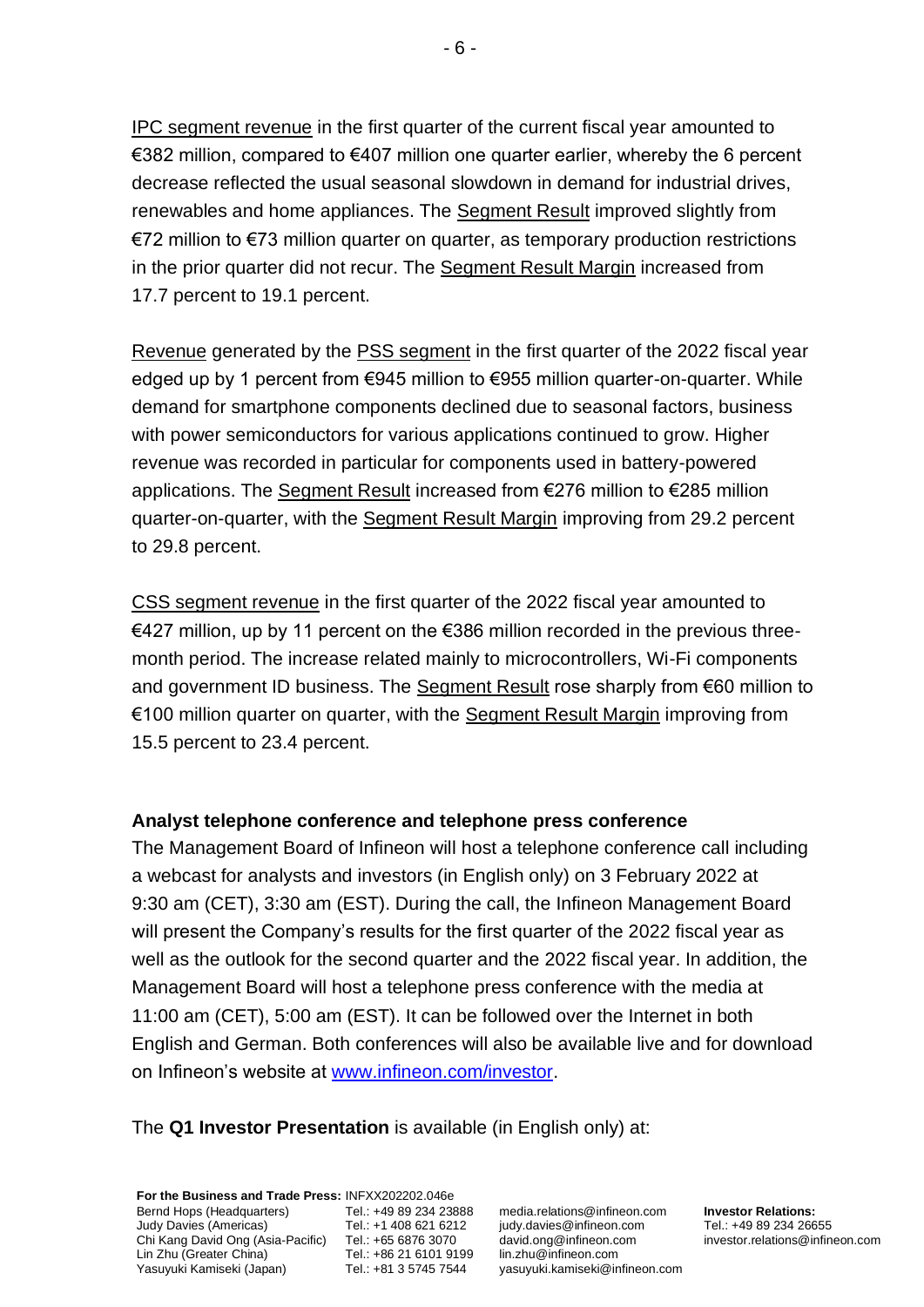IPC segment revenue in the first quarter of the current fiscal year amounted to €382 million, compared to €407 million one quarter earlier, whereby the 6 percent decrease reflected the usual seasonal slowdown in demand for industrial drives, renewables and home appliances. The Segment Result improved slightly from €72 million to €73 million quarter on quarter, as temporary production restrictions in the prior quarter did not recur. The Segment Result Margin increased from 17.7 percent to 19.1 percent.

Revenue generated by the PSS segment in the first quarter of the 2022 fiscal year edged up by 1 percent from €945 million to €955 million quarter-on-quarter. While demand for smartphone components declined due to seasonal factors, business with power semiconductors for various applications continued to grow. Higher revenue was recorded in particular for components used in battery-powered applications. The Segment Result increased from €276 million to €285 million quarter-on-quarter, with the Segment Result Margin improving from 29.2 percent to 29.8 percent.

CSS segment revenue in the first quarter of the 2022 fiscal year amounted to €427 million, up by 11 percent on the €386 million recorded in the previous three-month period. The increase related mainly to microcontrollers, Wi-Fi components and government ID business. The Segment Result rose sharply from €60 million to €100 million quarter on quarter, with the Segment Result Margin improving from 15.5 percent to 23.4 percent.

**Analyst telephone conference and telephone press conference**

The Management Board of Infineon will host a telephone conference call including a webcast for analysts and investors (in English only) on 3 February 2022 at 9:30 am (CET), 3:30 am (EST). During the call, the Infineon Management Board will present the Company's results for the first quarter of the 2022 fiscal year as well as the outlook for the second quarter and the 2022 fiscal year. In addition, the Management Board will host a telephone press conference with the media at 11:00 am (CET), 5:00 am (EST). It can be followed over the Internet in both English and German. Both conferences will also be available live and for download on Infineon's website at www.infineon.com/investor.

The **Q1 Investor Presentation** is available (in English only) at: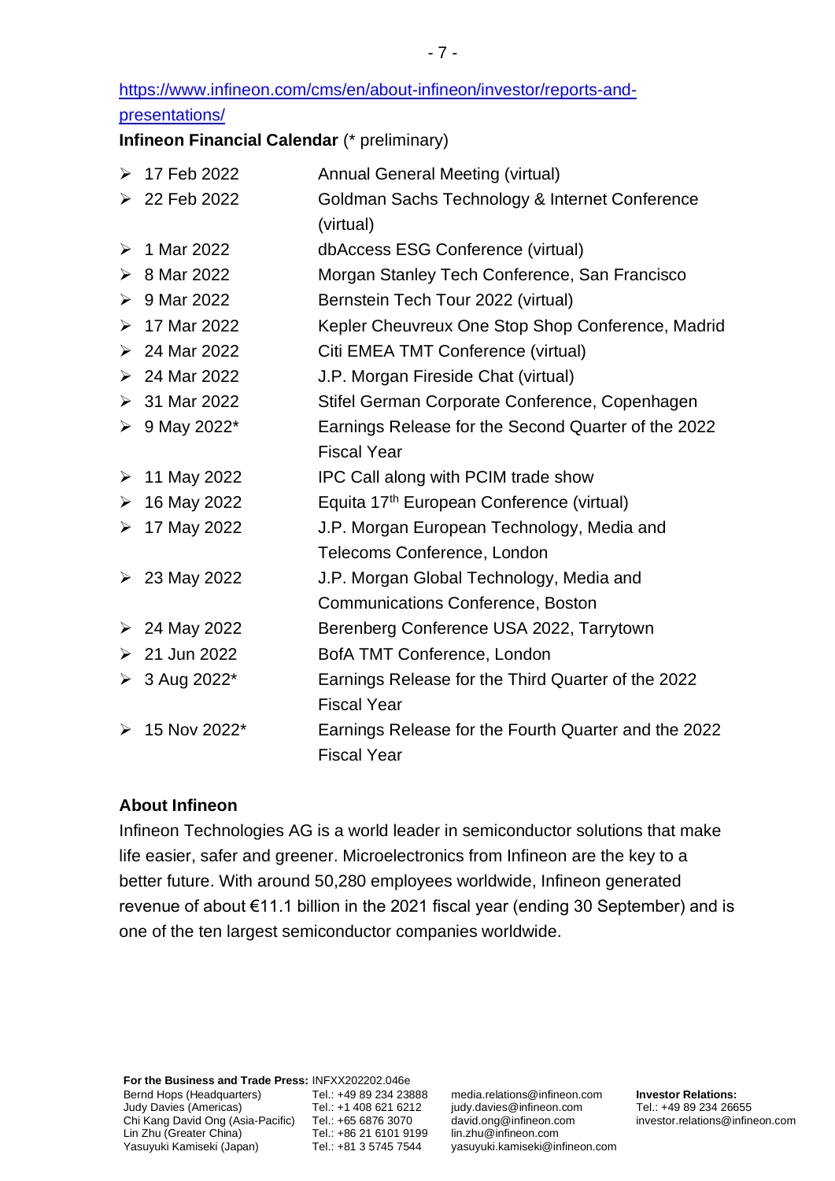https://www.infineon.com/cms/en/about-infineon/investor/reports-and-presentations/

**Infineon Financial Calendar** (* preliminary)

- 17 Feb 2022 — Annual General Meeting (virtual)
- 22 Feb 2022 — Goldman Sachs Technology & Internet Conference (virtual)
- 1 Mar 2022 — dbAccess ESG Conference (virtual)
- 8 Mar 2022 — Morgan Stanley Tech Conference, San Francisco
- 9 Mar 2022 — Bernstein Tech Tour 2022 (virtual)
- 17 Mar 2022 — Kepler Cheuvreux One Stop Shop Conference, Madrid
- 24 Mar 2022 — Citi EMEA TMT Conference (virtual)
- 24 Mar 2022 — J.P. Morgan Fireside Chat (virtual)
- 31 Mar 2022 — Stifel German Corporate Conference, Copenhagen
- 9 May 2022* — Earnings Release for the Second Quarter of the 2022 Fiscal Year
- 11 May 2022 — IPC Call along with PCIM trade show
- 16 May 2022 — Equita 17th European Conference (virtual)
- 17 May 2022 — J.P. Morgan European Technology, Media and Telecoms Conference, London
- 23 May 2022 — J.P. Morgan Global Technology, Media and Communications Conference, Boston
- 24 May 2022 — Berenberg Conference USA 2022, Tarrytown
- 21 Jun 2022 — BofA TMT Conference, London
- 3 Aug 2022* — Earnings Release for the Third Quarter of the 2022 Fiscal Year
- 15 Nov 2022* — Earnings Release for the Fourth Quarter and the 2022 Fiscal Year

**About Infineon**

Infineon Technologies AG is a world leader in semiconductor solutions that make life easier, safer and greener. Microelectronics from Infineon are the key to a better future. With around 50,280 employees worldwide, Infineon generated revenue of about €11.1 billion in the 2021 fiscal year (ending 30 September) and is one of the ten largest semiconductor companies worldwide.

**For the Business and Trade Press:** INFXX202202.046e

| | | |
|---|---|---|
| Bernd Hops (Headquarters) | Tel.: +49 89 234 23888 | media.relations@infineon.com |
| Judy Davies (Americas) | Tel.: +1 408 621 6212 | judy.davies@infineon.com |
| Chi Kang David Ong (Asia-Pacific) | Tel.: +65 6876 3070 | david.ong@infineon.com |
| Lin Zhu (Greater China) | Tel.: +86 21 6101 9199 | lin.zhu@infineon.com |
| Yasuyuki Kamiseki (Japan) | Tel.: +81 3 5745 7544 | yasuyuki.kamiseki@infineon.com |

**Investor Relations:**
Tel.: +49 89 234 26655
investor.relations@infineon.com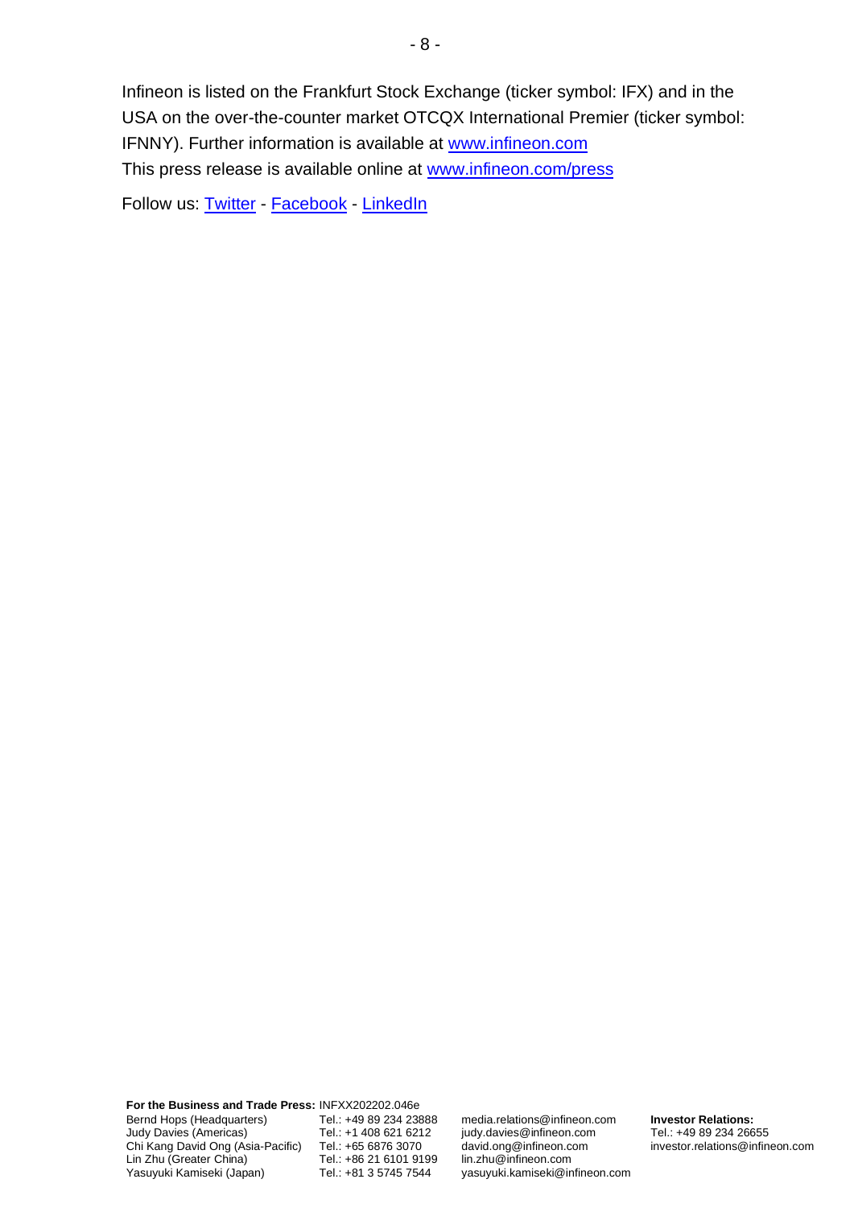Infineon is listed on the Frankfurt Stock Exchange (ticker symbol: IFX) and in the USA on the over-the-counter market OTCQX International Premier (ticker symbol: IFNNY). Further information is available at [www.infineon.com](http://www.infineon.com)

This press release is available online at [www.infineon.com/press](http://www.infineon.com/press)

Follow us: [Twitter](https://twitter.com) - [Facebook](https://facebook.com) - [LinkedIn](https://linkedin.com)

**For the Business and Trade Press:** INFXX202202.046e

| | | | |
|---|---|---|---|
| Bernd Hops (Headquarters) | Tel.: +49 89 234 23888 | media.relations@infineon.com | **Investor Relations:** |
| Judy Davies (Americas) | Tel.: +1 408 621 6212 | judy.davies@infineon.com | Tel.: +49 89 234 26655 |
| Chi Kang David Ong (Asia-Pacific) | Tel.: +65 6876 3070 | david.ong@infineon.com | investor.relations@infineon.com |
| Lin Zhu (Greater China) | Tel.: +86 21 6101 9199 | lin.zhu@infineon.com | |
| Yasuyuki Kamiseki (Japan) | Tel.: +81 3 5745 7544 | yasuyuki.kamiseki@infineon.com | |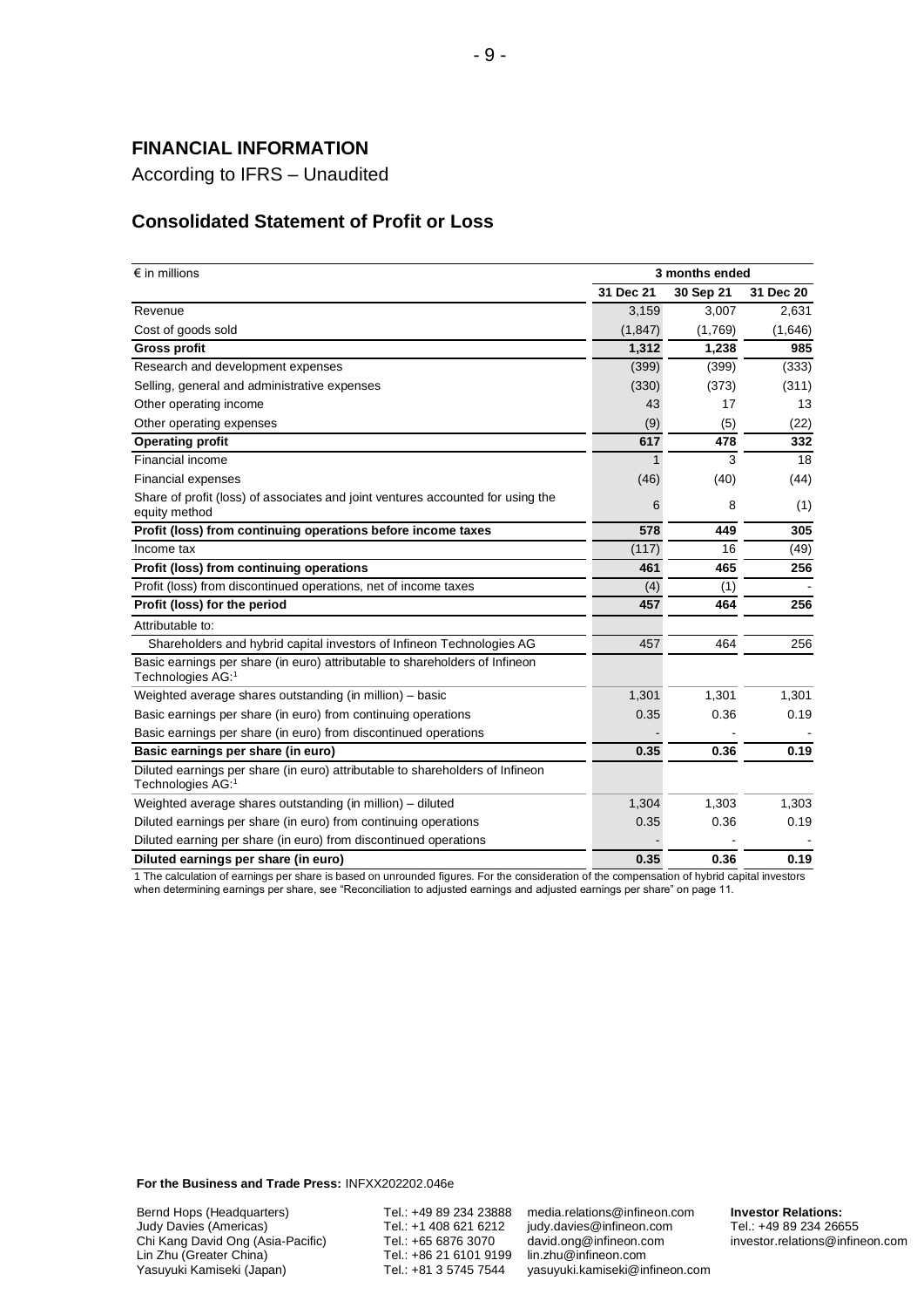## FINANCIAL INFORMATION

According to IFRS – Unaudited

### Consolidated Statement of Profit or Loss

| € in millions | 3 months ended | | |
|---|---|---|---|
| | 31 Dec 21 | 30 Sep 21 | 31 Dec 20 |
| Revenue | 3,159 | 3,007 | 2,631 |
| Cost of goods sold | (1,847) | (1,769) | (1,646) |
| **Gross profit** | **1,312** | **1,238** | **985** |
| Research and development expenses | (399) | (399) | (333) |
| Selling, general and administrative expenses | (330) | (373) | (311) |
| Other operating income | 43 | 17 | 13 |
| Other operating expenses | (9) | (5) | (22) |
| **Operating profit** | **617** | **478** | **332** |
| Financial income | 1 | 3 | 18 |
| Financial expenses | (46) | (40) | (44) |
| Share of profit (loss) of associates and joint ventures accounted for using the equity method | 6 | 8 | (1) |
| **Profit (loss) from continuing operations before income taxes** | **578** | **449** | **305** |
| Income tax | (117) | 16 | (49) |
| **Profit (loss) from continuing operations** | **461** | **465** | **256** |
| Profit (loss) from discontinued operations, net of income taxes | (4) | (1) | - |
| **Profit (loss) for the period** | **457** | **464** | **256** |
| Attributable to: | | | |
| Shareholders and hybrid capital investors of Infineon Technologies AG | 457 | 464 | 256 |
| Basic earnings per share (in euro) attributable to shareholders of Infineon Technologies AG:[1] | | | |
| Weighted average shares outstanding (in million) – basic | 1,301 | 1,301 | 1,301 |
| Basic earnings per share (in euro) from continuing operations | 0.35 | 0.36 | 0.19 |
| Basic earnings per share (in euro) from discontinued operations | - | - | - |
| **Basic earnings per share (in euro)** | **0.35** | **0.36** | **0.19** |
| Diluted earnings per share (in euro) attributable to shareholders of Infineon Technologies AG:[1] | | | |
| Weighted average shares outstanding (in million) – diluted | 1,304 | 1,303 | 1,303 |
| Diluted earnings per share (in euro) from continuing operations | 0.35 | 0.36 | 0.19 |
| Diluted earning per share (in euro) from discontinued operations | - | - | - |
| **Diluted earnings per share (in euro)** | **0.35** | **0.36** | **0.19** |

1 The calculation of earnings per share is based on unrounded figures. For the consideration of the compensation of hybrid capital investors when determining earnings per share, see "Reconciliation to adjusted earnings and adjusted earnings per share" on page 11.

**For the Business and Trade Press:** INFXX202202.046e

| | | | |
|---|---|---|---|
| Bernd Hops (Headquarters) | Tel.: +49 89 234 23888 | media.relations@infineon.com | **Investor Relations:** |
| Judy Davies (Americas) | Tel.: +1 408 621 6212 | judy.davies@infineon.com | Tel.: +49 89 234 26655 |
| Chi Kang David Ong (Asia-Pacific) | Tel.: +65 6876 3070 | david.ong@infineon.com | investor.relations@infineon.com |
| Lin Zhu (Greater China) | Tel.: +86 21 6101 9199 | lin.zhu@infineon.com | |
| Yasuyuki Kamiseki (Japan) | Tel.: +81 3 5745 7544 | yasuyuki.kamiseki@infineon.com | |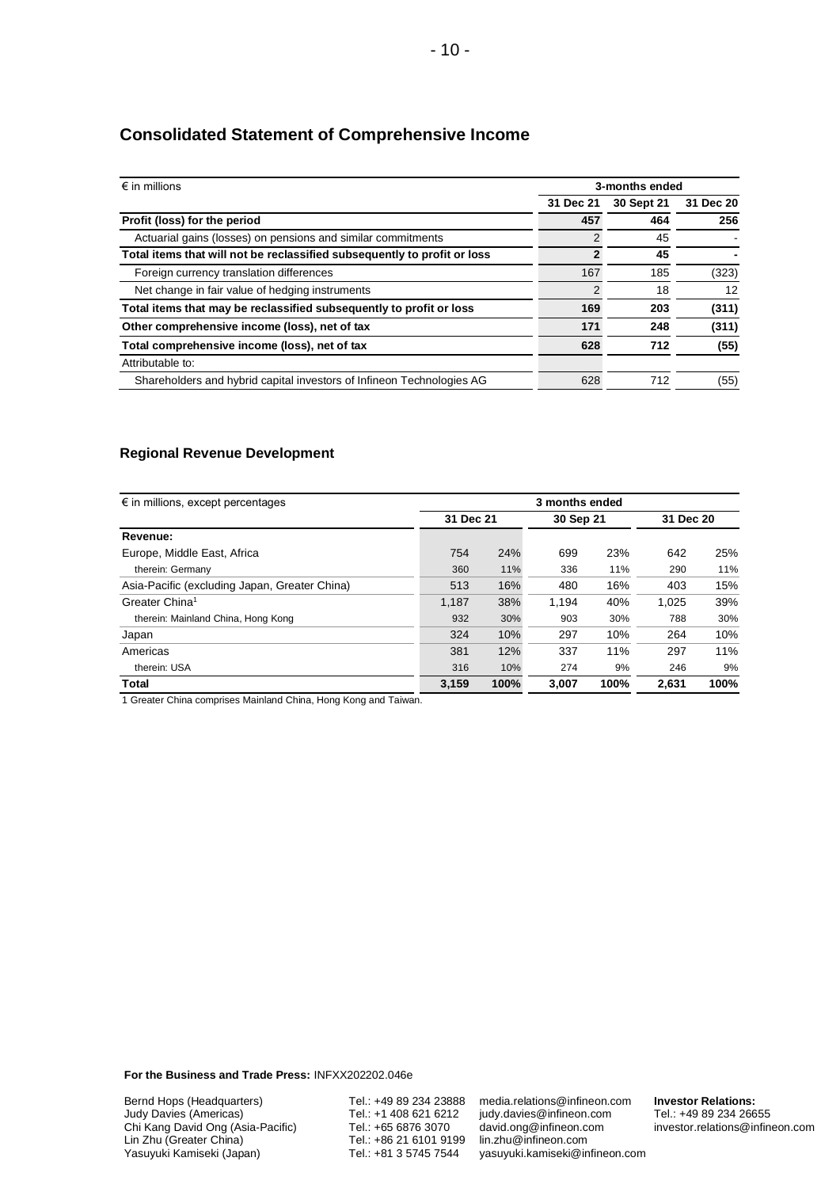## Consolidated Statement of Comprehensive Income

| € in millions | 3-months ended | | |
|---|---|---|---|
| | 31 Dec 21 | 30 Sept 21 | 31 Dec 20 |
| **Profit (loss) for the period** | **457** | **464** | **256** |
| Actuarial gains (losses) on pensions and similar commitments | 2 | 45 | - |
| **Total items that will not be reclassified subsequently to profit or loss** | **2** | **45** | **-** |
| Foreign currency translation differences | 167 | 185 | (323) |
| Net change in fair value of hedging instruments | 2 | 18 | 12 |
| **Total items that may be reclassified subsequently to profit or loss** | **169** | **203** | **(311)** |
| **Other comprehensive income (loss), net of tax** | **171** | **248** | **(311)** |
| **Total comprehensive income (loss), net of tax** | **628** | **712** | **(55)** |
| Attributable to: | | | |
| Shareholders and hybrid capital investors of Infineon Technologies AG | 628 | 712 | (55) |

## Regional Revenue Development

| € in millions, except percentages | 3 months ended | | | | | |
|---|---|---|---|---|---|---|
| | 31 Dec 21 | | 30 Sep 21 | | 31 Dec 20 | |
| **Revenue:** | | | | | | |
| Europe, Middle East, Africa | 754 | 24% | 699 | 23% | 642 | 25% |
| therein: Germany | 360 | 11% | 336 | 11% | 290 | 11% |
| Asia-Pacific (excluding Japan, Greater China) | 513 | 16% | 480 | 16% | 403 | 15% |
| Greater China[1] | 1,187 | 38% | 1,194 | 40% | 1,025 | 39% |
| therein: Mainland China, Hong Kong | 932 | 30% | 903 | 30% | 788 | 30% |
| Japan | 324 | 10% | 297 | 10% | 264 | 10% |
| Americas | 381 | 12% | 337 | 11% | 297 | 11% |
| therein: USA | 316 | 10% | 274 | 9% | 246 | 9% |
| **Total** | **3,159** | **100%** | **3,007** | **100%** | **2,631** | **100%** |

1 Greater China comprises Mainland China, Hong Kong and Taiwan.

**For the Business and Trade Press:** INFXX202202.046e

| | | | |
|---|---|---|---|
| Bernd Hops (Headquarters) | Tel.: +49 89 234 23888 | media.relations@infineon.com | **Investor Relations:** |
| Judy Davies (Americas) | Tel.: +1 408 621 6212 | judy.davies@infineon.com | Tel.: +49 89 234 26655 |
| Chi Kang David Ong (Asia-Pacific) | Tel.: +65 6876 3070 | david.ong@infineon.com | investor.relations@infineon.com |
| Lin Zhu (Greater China) | Tel.: +86 21 6101 9199 | lin.zhu@infineon.com | |
| Yasuyuki Kamiseki (Japan) | Tel.: +81 3 5745 7544 | yasuyuki.kamiseki@infineon.com | |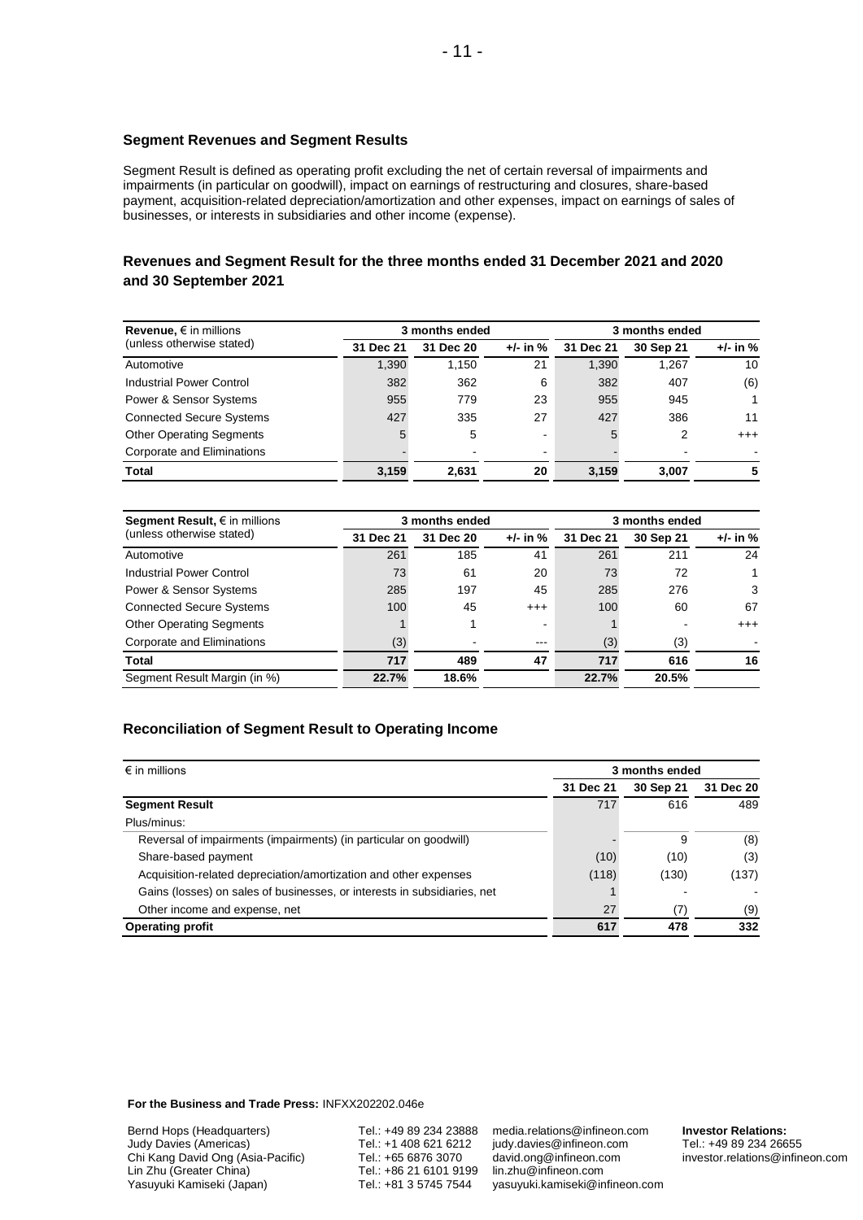### Segment Revenues and Segment Results

Segment Result is defined as operating profit excluding the net of certain reversal of impairments and impairments (in particular on goodwill), impact on earnings of restructuring and closures, share-based payment, acquisition-related depreciation/amortization and other expenses, impact on earnings of sales of businesses, or interests in subsidiaries and other income (expense).

### Revenues and Segment Result for the three months ended 31 December 2021 and 2020 and 30 September 2021

| **Revenue,** € in millions (unless otherwise stated) | 3 months ended | | | 3 months ended | | |
|---|---|---|---|---|---|---|
| | **31 Dec 21** | **31 Dec 20** | **+/- in %** | **31 Dec 21** | **30 Sep 21** | **+/- in %** |
| Automotive | 1,390 | 1,150 | 21 | 1,390 | 1,267 | 10 |
| Industrial Power Control | 382 | 362 | 6 | 382 | 407 | (6) |
| Power & Sensor Systems | 955 | 779 | 23 | 955 | 945 | 1 |
| Connected Secure Systems | 427 | 335 | 27 | 427 | 386 | 11 |
| Other Operating Segments | 5 | 5 | - | 5 | 2 | +++ |
| Corporate and Eliminations | - | - | - | - | - | - |
| **Total** | **3,159** | **2,631** | **20** | **3,159** | **3,007** | **5** |

| **Segment Result,** € in millions (unless otherwise stated) | 3 months ended | | | 3 months ended | | |
|---|---|---|---|---|---|---|
| | **31 Dec 21** | **31 Dec 20** | **+/- in %** | **31 Dec 21** | **30 Sep 21** | **+/- in %** |
| Automotive | 261 | 185 | 41 | 261 | 211 | 24 |
| Industrial Power Control | 73 | 61 | 20 | 73 | 72 | 1 |
| Power & Sensor Systems | 285 | 197 | 45 | 285 | 276 | 3 |
| Connected Secure Systems | 100 | 45 | +++ | 100 | 60 | 67 |
| Other Operating Segments | 1 | 1 | - | 1 | - | +++ |
| Corporate and Eliminations | (3) | - | --- | (3) | (3) | - |
| **Total** | **717** | **489** | **47** | **717** | **616** | **16** |
| Segment Result Margin (in %) | **22.7%** | **18.6%** | | **22.7%** | **20.5%** | |

### Reconciliation of Segment Result to Operating Income

| € in millions | 3 months ended | | |
|---|---|---|---|
| | **31 Dec 21** | **30 Sep 21** | **31 Dec 20** |
| **Segment Result** | 717 | 616 | 489 |
| Plus/minus: | | | |
| Reversal of impairments (impairments) (in particular on goodwill) | - | 9 | (8) |
| Share-based payment | (10) | (10) | (3) |
| Acquisition-related depreciation/amortization and other expenses | (118) | (130) | (137) |
| Gains (losses) on sales of businesses, or interests in subsidiaries, net | 1 | - | - |
| Other income and expense, net | 27 | (7) | (9) |
| **Operating profit** | **617** | **478** | **332** |

**For the Business and Trade Press:** INFXX202202.046e

Bernd Hops (Headquarters) Tel.: +49 89 234 23888 media.relations@infineon.com
Judy Davies (Americas) Tel.: +1 408 621 6212 judy.davies@infineon.com
Chi Kang David Ong (Asia-Pacific) Tel.: +65 6876 3070 david.ong@infineon.com
Lin Zhu (Greater China) Tel.: +86 21 6101 9199 lin.zhu@infineon.com
Yasuyuki Kamiseki (Japan) Tel.: +81 3 5745 7544 yasuyuki.kamiseki@infineon.com

**Investor Relations:**
Tel.: +49 89 234 26655
investor.relations@infineon.com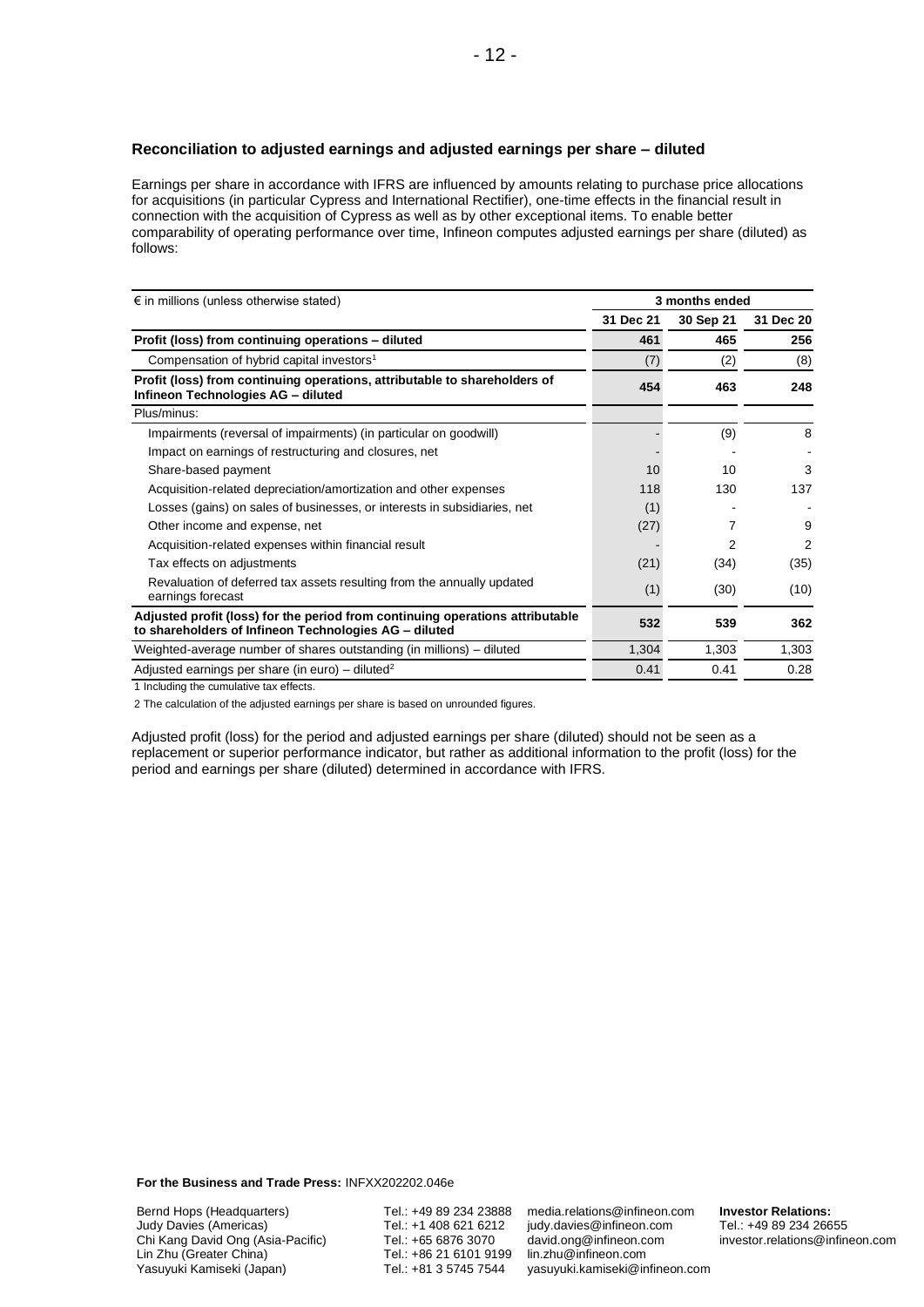### Reconciliation to adjusted earnings and adjusted earnings per share – diluted

Earnings per share in accordance with IFRS are influenced by amounts relating to purchase price allocations for acquisitions (in particular Cypress and International Rectifier), one-time effects in the financial result in connection with the acquisition of Cypress as well as by other exceptional items. To enable better comparability of operating performance over time, Infineon computes adjusted earnings per share (diluted) as follows:

| € in millions (unless otherwise stated) | 3 months ended | | |
|---|---|---|---|
| | 31 Dec 21 | 30 Sep 21 | 31 Dec 20 |
| **Profit (loss) from continuing operations – diluted** | **461** | **465** | **256** |
| Compensation of hybrid capital investors[1] | (7) | (2) | (8) |
| **Profit (loss) from continuing operations, attributable to shareholders of Infineon Technologies AG – diluted** | **454** | **463** | **248** |
| Plus/minus: | | | |
| Impairments (reversal of impairments) (in particular on goodwill) | - | (9) | 8 |
| Impact on earnings of restructuring and closures, net | - | - | - |
| Share-based payment | 10 | 10 | 3 |
| Acquisition-related depreciation/amortization and other expenses | 118 | 130 | 137 |
| Losses (gains) on sales of businesses, or interests in subsidiaries, net | (1) | - | - |
| Other income and expense, net | (27) | 7 | 9 |
| Acquisition-related expenses within financial result | - | 2 | 2 |
| Tax effects on adjustments | (21) | (34) | (35) |
| Revaluation of deferred tax assets resulting from the annually updated earnings forecast | (1) | (30) | (10) |
| **Adjusted profit (loss) for the period from continuing operations attributable to shareholders of Infineon Technologies AG – diluted** | **532** | **539** | **362** |
| Weighted-average number of shares outstanding (in millions) – diluted | 1,304 | 1,303 | 1,303 |
| Adjusted earnings per share (in euro) – diluted[2] | 0.41 | 0.41 | 0.28 |

1 Including the cumulative tax effects.

2 The calculation of the adjusted earnings per share is based on unrounded figures.

Adjusted profit (loss) for the period and adjusted earnings per share (diluted) should not be seen as a replacement or superior performance indicator, but rather as additional information to the profit (loss) for the period and earnings per share (diluted) determined in accordance with IFRS.

**For the Business and Trade Press:** INFXX202202.046e

| | | | |
|---|---|---|---|
| Bernd Hops (Headquarters) | Tel.: +49 89 234 23888 | media.relations@infineon.com | **Investor Relations:** |
| Judy Davies (Americas) | Tel.: +1 408 621 6212 | judy.davies@infineon.com | Tel.: +49 89 234 26655 |
| Chi Kang David Ong (Asia-Pacific) | Tel.: +65 6876 3070 | david.ong@infineon.com | investor.relations@infineon.com |
| Lin Zhu (Greater China) | Tel.: +86 21 6101 9199 | lin.zhu@infineon.com | |
| Yasuyuki Kamiseki (Japan) | Tel.: +81 3 5745 7544 | yasuyuki.kamiseki@infineon.com | |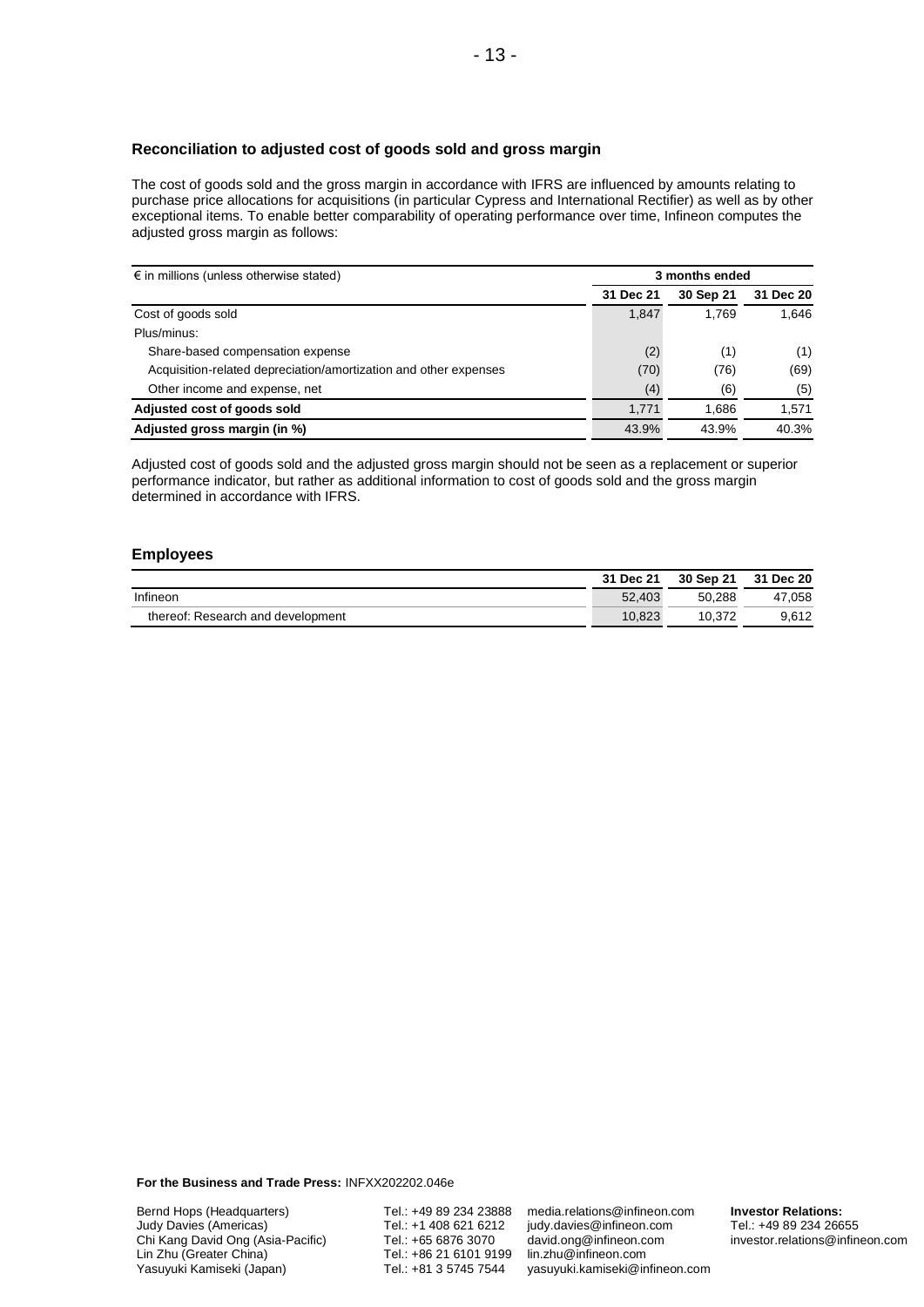### Reconciliation to adjusted cost of goods sold and gross margin

The cost of goods sold and the gross margin in accordance with IFRS are influenced by amounts relating to purchase price allocations for acquisitions (in particular Cypress and International Rectifier) as well as by other exceptional items. To enable better comparability of operating performance over time, Infineon computes the adjusted gross margin as follows:

| € in millions (unless otherwise stated) | 3 months ended | | |
|---|---|---|---|
| | 31 Dec 21 | 30 Sep 21 | 31 Dec 20 |
| Cost of goods sold | 1,847 | 1,769 | 1,646 |
| Plus/minus: | | | |
| Share-based compensation expense | (2) | (1) | (1) |
| Acquisition-related depreciation/amortization and other expenses | (70) | (76) | (69) |
| Other income and expense, net | (4) | (6) | (5) |
| **Adjusted cost of goods sold** | 1,771 | 1,686 | 1,571 |
| **Adjusted gross margin (in %)** | 43.9% | 43.9% | 40.3% |

Adjusted cost of goods sold and the adjusted gross margin should not be seen as a replacement or superior performance indicator, but rather as additional information to cost of goods sold and the gross margin determined in accordance with IFRS.

### Employees

| | 31 Dec 21 | 30 Sep 21 | 31 Dec 20 |
|---|---|---|---|
| Infineon | 52,403 | 50,288 | 47,058 |
| thereof: Research and development | 10,823 | 10,372 | 9,612 |

**For the Business and Trade Press:** INFXX202202.046e

Bernd Hops (Headquarters) Tel.: +49 89 234 23888 media.relations@infineon.com
Judy Davies (Americas) Tel.: +1 408 621 6212 judy.davies@infineon.com
Chi Kang David Ong (Asia-Pacific) Tel.: +65 6876 3070 david.ong@infineon.com
Lin Zhu (Greater China) Tel.: +86 21 6101 9199 lin.zhu@infineon.com
Yasuyuki Kamiseki (Japan) Tel.: +81 3 5745 7544 yasuyuki.kamiseki@infineon.com

**Investor Relations:**
Tel.: +49 89 234 26655
investor.relations@infineon.com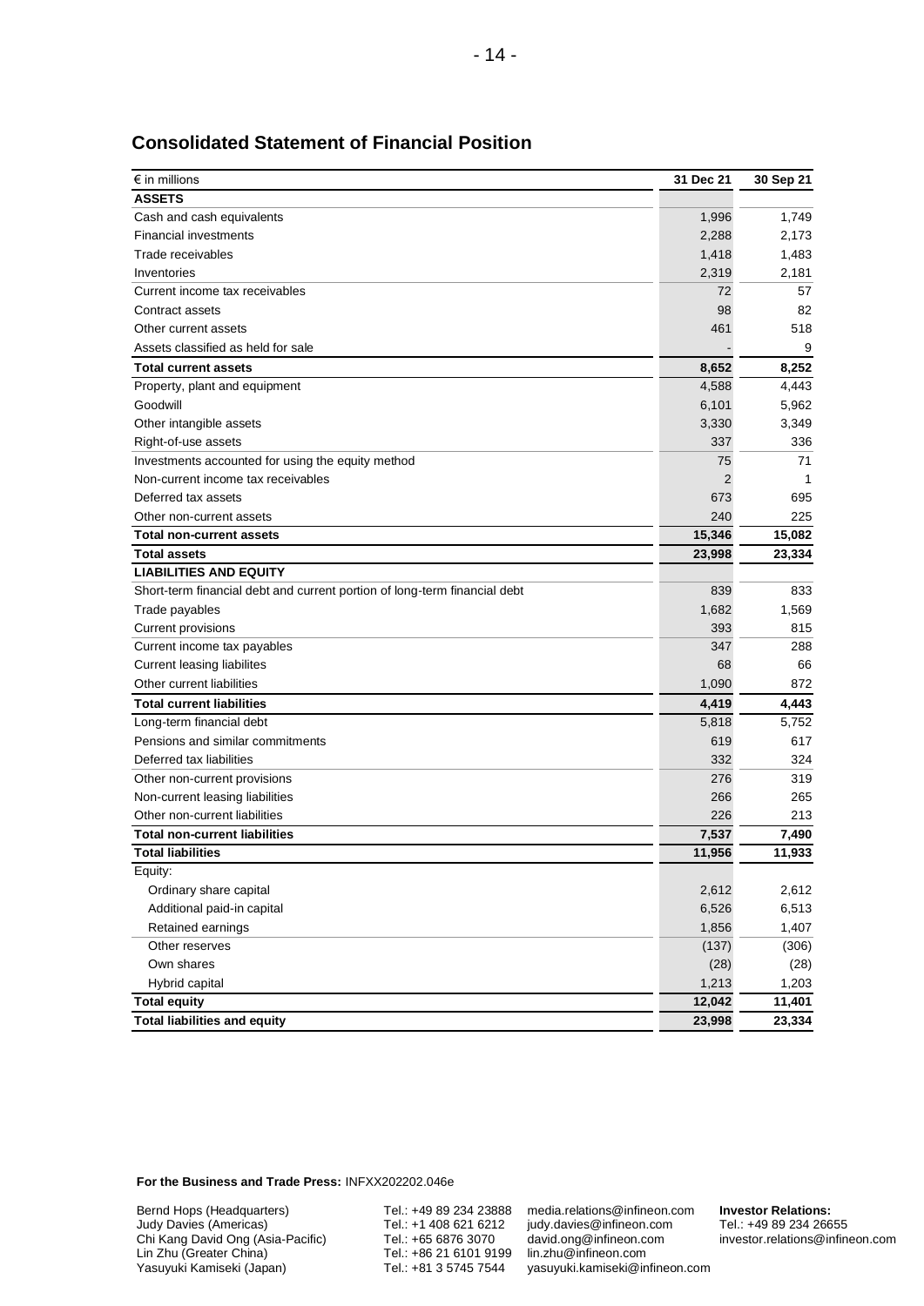## Consolidated Statement of Financial Position

| € in millions | 31 Dec 21 | 30 Sep 21 |
|---|---|---|
| **ASSETS** | | |
| Cash and cash equivalents | 1,996 | 1,749 |
| Financial investments | 2,288 | 2,173 |
| Trade receivables | 1,418 | 1,483 |
| Inventories | 2,319 | 2,181 |
| Current income tax receivables | 72 | 57 |
| Contract assets | 98 | 82 |
| Other current assets | 461 | 518 |
| Assets classified as held for sale | - | 9 |
| **Total current assets** | **8,652** | **8,252** |
| Property, plant and equipment | 4,588 | 4,443 |
| Goodwill | 6,101 | 5,962 |
| Other intangible assets | 3,330 | 3,349 |
| Right-of-use assets | 337 | 336 |
| Investments accounted for using the equity method | 75 | 71 |
| Non-current income tax receivables | 2 | 1 |
| Deferred tax assets | 673 | 695 |
| Other non-current assets | 240 | 225 |
| **Total non-current assets** | **15,346** | **15,082** |
| **Total assets** | **23,998** | **23,334** |
| **LIABILITIES AND EQUITY** | | |
| Short-term financial debt and current portion of long-term financial debt | 839 | 833 |
| Trade payables | 1,682 | 1,569 |
| Current provisions | 393 | 815 |
| Current income tax payables | 347 | 288 |
| Current leasing liabilites | 68 | 66 |
| Other current liabilities | 1,090 | 872 |
| **Total current liabilities** | **4,419** | **4,443** |
| Long-term financial debt | 5,818 | 5,752 |
| Pensions and similar commitments | 619 | 617 |
| Deferred tax liabilities | 332 | 324 |
| Other non-current provisions | 276 | 319 |
| Non-current leasing liabilities | 266 | 265 |
| Other non-current liabilities | 226 | 213 |
| **Total non-current liabilities** | **7,537** | **7,490** |
| **Total liabilities** | **11,956** | **11,933** |
| Equity: | | |
| Ordinary share capital | 2,612 | 2,612 |
| Additional paid-in capital | 6,526 | 6,513 |
| Retained earnings | 1,856 | 1,407 |
| Other reserves | (137) | (306) |
| Own shares | (28) | (28) |
| Hybrid capital | 1,213 | 1,203 |
| **Total equity** | **12,042** | **11,401** |
| **Total liabilities and equity** | **23,998** | **23,334** |

**For the Business and Trade Press:** INFXX202202.046e

| | | | |
|---|---|---|---|
| Bernd Hops (Headquarters) | Tel.: +49 89 234 23888 | media.relations@infineon.com | **Investor Relations:** |
| Judy Davies (Americas) | Tel.: +1 408 621 6212 | judy.davies@infineon.com | Tel.: +49 89 234 26655 |
| Chi Kang David Ong (Asia-Pacific) | Tel.: +65 6876 3070 | david.ong@infineon.com | investor.relations@infineon.com |
| Lin Zhu (Greater China) | Tel.: +86 21 6101 9199 | lin.zhu@infineon.com | |
| Yasuyuki Kamiseki (Japan) | Tel.: +81 3 5745 7544 | yasuyuki.kamiseki@infineon.com | |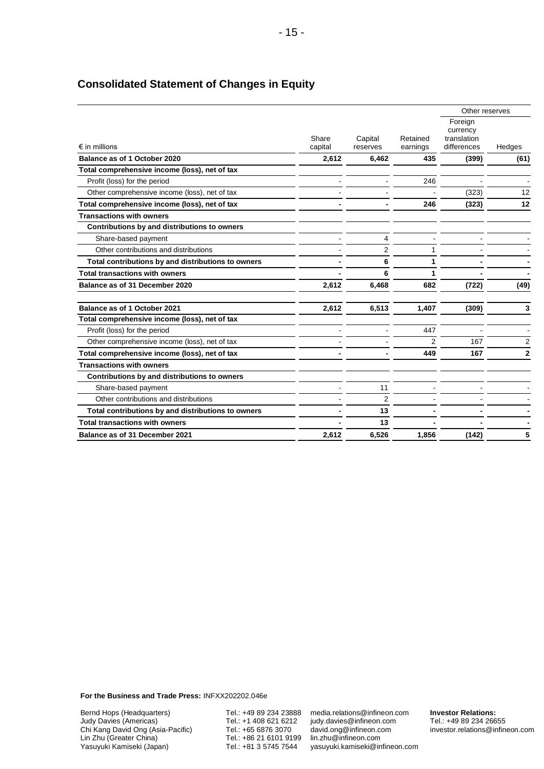## Consolidated Statement of Changes in Equity

| € in millions | Share capital | Capital reserves | Retained earnings | Other reserves: Foreign currency translation differences | Other reserves: Hedges |
|---|---|---|---|---|---|
| **Balance as of 1 October 2020** | **2,612** | **6,462** | **435** | **(399)** | **(61)** |
| **Total comprehensive income (loss), net of tax** | | | | | |
| Profit (loss) for the period | - | - | 246 | - | - |
| Other comprehensive income (loss), net of tax | - | - | - | (323) | 12 |
| **Total comprehensive income (loss), net of tax** | **-** | **-** | **246** | **(323)** | **12** |
| **Transactions with owners** | | | | | |
| **Contributions by and distributions to owners** | | | | | |
| Share-based payment | - | 4 | - | - | - |
| Other contributions and distributions | - | 2 | 1 | - | - |
| **Total contributions by and distributions to owners** | **-** | **6** | **1** | **-** | **-** |
| **Total transactions with owners** | **-** | **6** | **1** | **-** | **-** |
| **Balance as of 31 December 2020** | **2,612** | **6,468** | **682** | **(722)** | **(49)** |
| | | | | | |
| **Balance as of 1 October 2021** | **2,612** | **6,513** | **1,407** | **(309)** | **3** |
| **Total comprehensive income (loss), net of tax** | | | | | |
| Profit (loss) for the period | - | - | 447 | - | - |
| Other comprehensive income (loss), net of tax | - | - | 2 | 167 | 2 |
| **Total comprehensive income (loss), net of tax** | **-** | **-** | **449** | **167** | **2** |
| **Transactions with owners** | | | | | |
| **Contributions by and distributions to owners** | | | | | |
| Share-based payment | - | 11 | - | - | - |
| Other contributions and distributions | - | 2 | - | - | - |
| **Total contributions by and distributions to owners** | **-** | **13** | **-** | **-** | **-** |
| **Total transactions with owners** | **-** | **13** | **-** | **-** | **-** |
| **Balance as of 31 December 2021** | **2,612** | **6,526** | **1,856** | **(142)** | **5** |

**For the Business and Trade Press:** INFXX202202.046e

| | | | |
|---|---|---|---|
| Bernd Hops (Headquarters) | Tel.: +49 89 234 23888 | media.relations@infineon.com | **Investor Relations:** |
| Judy Davies (Americas) | Tel.: +1 408 621 6212 | judy.davies@infineon.com | Tel.: +49 89 234 26655 |
| Chi Kang David Ong (Asia-Pacific) | Tel.: +65 6876 3070 | david.ong@infineon.com | investor.relations@infineon.com |
| Lin Zhu (Greater China) | Tel.: +86 21 6101 9199 | lin.zhu@infineon.com | |
| Yasuyuki Kamiseki (Japan) | Tel.: +81 3 5745 7544 | yasuyuki.kamiseki@infineon.com | |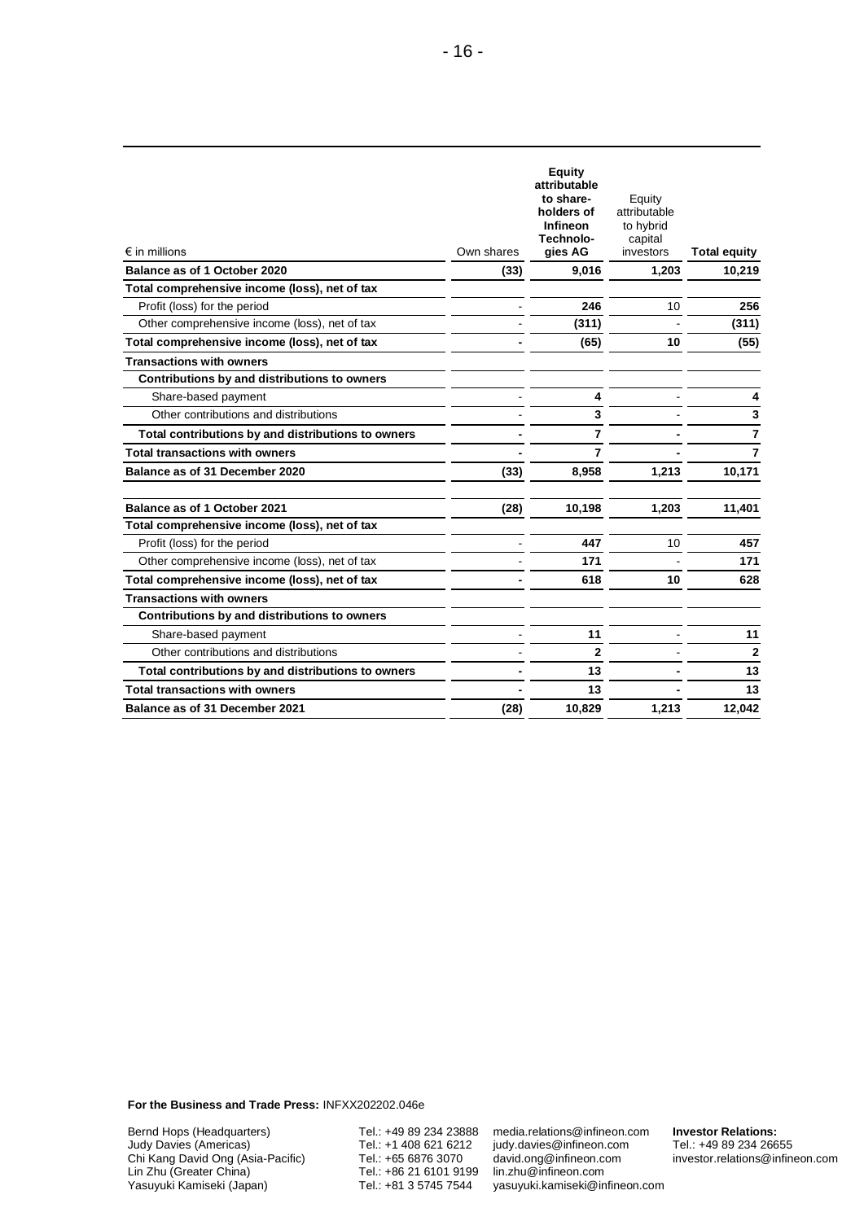| € in millions | Own shares | Equity attributable to share-holders of Infineon Technolo-gies AG | Equity attributable to hybrid capital investors | Total equity |
|---|---|---|---|---|
| **Balance as of 1 October 2020** | **(33)** | **9,016** | **1,203** | **10,219** |
| **Total comprehensive income (loss), net of tax** | | | | |
| Profit (loss) for the period | - | **246** | 10 | **256** |
| Other comprehensive income (loss), net of tax | - | **(311)** | - | **(311)** |
| **Total comprehensive income (loss), net of tax** | **-** | **(65)** | **10** | **(55)** |
| **Transactions with owners** | | | | |
| **Contributions by and distributions to owners** | | | | |
| Share-based payment | - | **4** | - | **4** |
| Other contributions and distributions | - | **3** | - | **3** |
| **Total contributions by and distributions to owners** | **-** | **7** | **-** | **7** |
| **Total transactions with owners** | **-** | **7** | **-** | **7** |
| **Balance as of 31 December 2020** | **(33)** | **8,958** | **1,213** | **10,171** |
| | | | | |
| **Balance as of 1 October 2021** | **(28)** | **10,198** | **1,203** | **11,401** |
| **Total comprehensive income (loss), net of tax** | | | | |
| Profit (loss) for the period | - | **447** | 10 | **457** |
| Other comprehensive income (loss), net of tax | - | **171** | - | **171** |
| **Total comprehensive income (loss), net of tax** | **-** | **618** | **10** | **628** |
| **Transactions with owners** | | | | |
| **Contributions by and distributions to owners** | | | | |
| Share-based payment | - | **11** | - | **11** |
| Other contributions and distributions | - | **2** | - | **2** |
| **Total contributions by and distributions to owners** | **-** | **13** | **-** | **13** |
| **Total transactions with owners** | **-** | **13** | **-** | **13** |
| **Balance as of 31 December 2021** | **(28)** | **10,829** | **1,213** | **12,042** |

**For the Business and Trade Press:** INFXX202202.046e

Bernd Hops (Headquarters) Tel.: +49 89 234 23888 media.relations@infineon.com
Judy Davies (Americas) Tel.: +1 408 621 6212 judy.davies@infineon.com
Chi Kang David Ong (Asia-Pacific) Tel.: +65 6876 3070 david.ong@infineon.com
Lin Zhu (Greater China) Tel.: +86 21 6101 9199 lin.zhu@infineon.com
Yasuyuki Kamiseki (Japan) Tel.: +81 3 5745 7544 yasuyuki.kamiseki@infineon.com

**Investor Relations:**
Tel.: +49 89 234 26655
investor.relations@infineon.com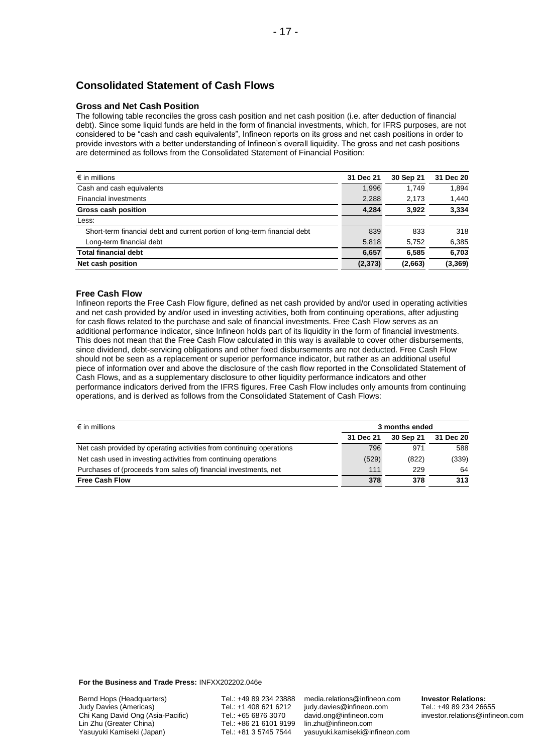## Consolidated Statement of Cash Flows

### Gross and Net Cash Position

The following table reconciles the gross cash position and net cash position (i.e. after deduction of financial debt). Since some liquid funds are held in the form of financial investments, which, for IFRS purposes, are not considered to be "cash and cash equivalents", Infineon reports on its gross and net cash positions in order to provide investors with a better understanding of Infineon's overall liquidity. The gross and net cash positions are determined as follows from the Consolidated Statement of Financial Position:

| € in millions | 31 Dec 21 | 30 Sep 21 | 31 Dec 20 |
|---|---|---|---|
| Cash and cash equivalents | 1,996 | 1,749 | 1,894 |
| Financial investments | 2,288 | 2,173 | 1,440 |
| **Gross cash position** | **4,284** | **3,922** | **3,334** |
| Less: | | | |
| Short-term financial debt and current portion of long-term financial debt | 839 | 833 | 318 |
| Long-term financial debt | 5,818 | 5,752 | 6,385 |
| **Total financial debt** | **6,657** | **6,585** | **6,703** |
| **Net cash position** | **(2,373)** | **(2,663)** | **(3,369)** |

### Free Cash Flow

Infineon reports the Free Cash Flow figure, defined as net cash provided by and/or used in operating activities and net cash provided by and/or used in investing activities, both from continuing operations, after adjusting for cash flows related to the purchase and sale of financial investments. Free Cash Flow serves as an additional performance indicator, since Infineon holds part of its liquidity in the form of financial investments. This does not mean that the Free Cash Flow calculated in this way is available to cover other disbursements, since dividend, debt-servicing obligations and other fixed disbursements are not deducted. Free Cash Flow should not be seen as a replacement or superior performance indicator, but rather as an additional useful piece of information over and above the disclosure of the cash flow reported in the Consolidated Statement of Cash Flows, and as a supplementary disclosure to other liquidity performance indicators and other performance indicators derived from the IFRS figures. Free Cash Flow includes only amounts from continuing operations, and is derived as follows from the Consolidated Statement of Cash Flows:

| € in millions | 3 months ended | | |
|---|---|---|---|
| | 31 Dec 21 | 30 Sep 21 | 31 Dec 20 |
| Net cash provided by operating activities from continuing operations | 796 | 971 | 588 |
| Net cash used in investing activities from continuing operations | (529) | (822) | (339) |
| Purchases of (proceeds from sales of) financial investments, net | 111 | 229 | 64 |
| **Free Cash Flow** | **378** | **378** | **313** |

**For the Business and Trade Press:** INFXX202202.046e

| | | |
|---|---|---|
| Bernd Hops (Headquarters) | Tel.: +49 89 234 23888 | media.relations@infineon.com |
| Judy Davies (Americas) | Tel.: +1 408 621 6212 | judy.davies@infineon.com |
| Chi Kang David Ong (Asia-Pacific) | Tel.: +65 6876 3070 | david.ong@infineon.com |
| Lin Zhu (Greater China) | Tel.: +86 21 6101 9199 | lin.zhu@infineon.com |
| Yasuyuki Kamiseki (Japan) | Tel.: +81 3 5745 7544 | yasuyuki.kamiseki@infineon.com |

**Investor Relations:**
Tel.: +49 89 234 26655
investor.relations@infineon.com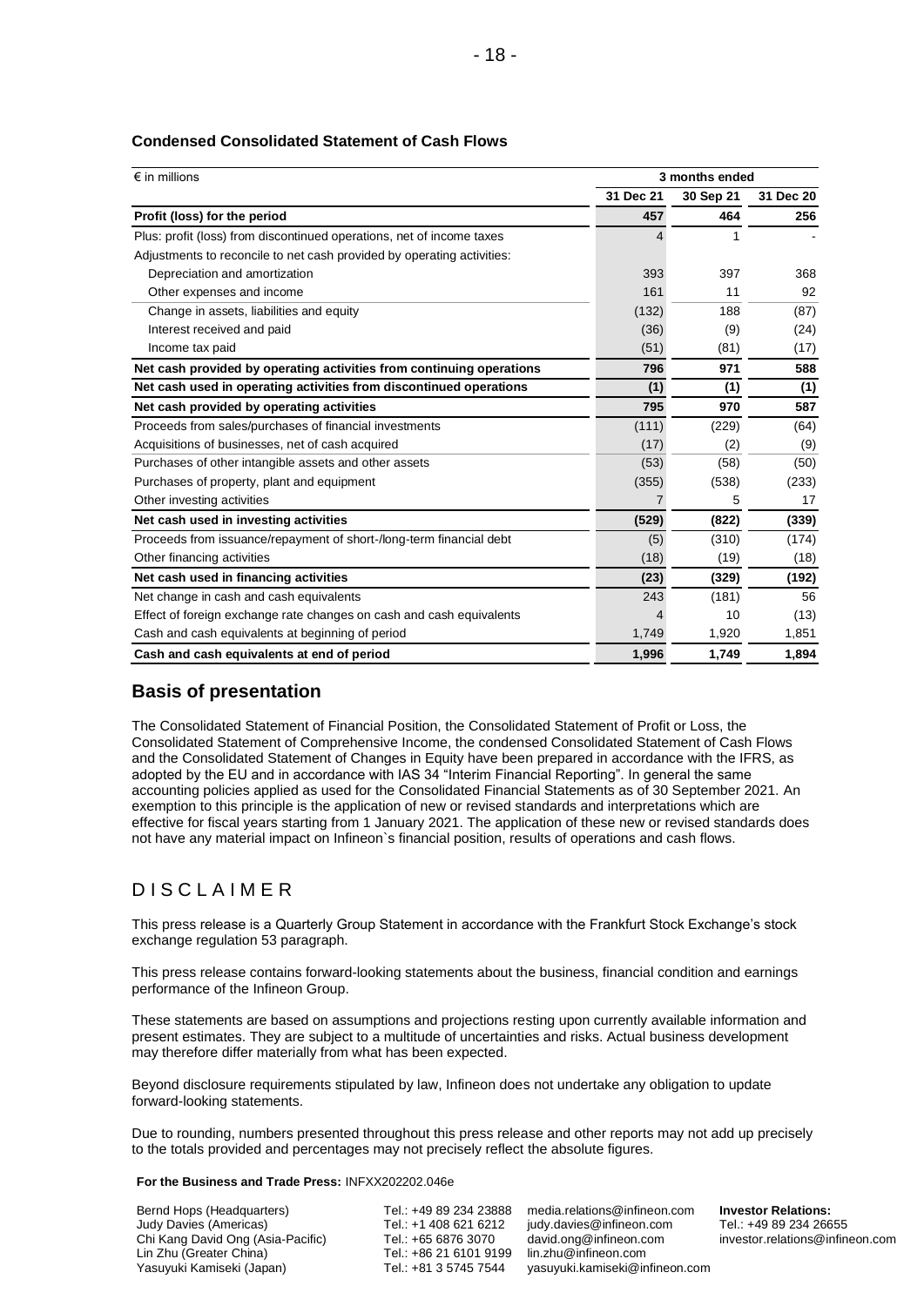## Condensed Consolidated Statement of Cash Flows

| € in millions | 3 months ended | | |
|---|---|---|---|
| | 31 Dec 21 | 30 Sep 21 | 31 Dec 20 |
| **Profit (loss) for the period** | **457** | **464** | **256** |
| Plus: profit (loss) from discontinued operations, net of income taxes | 4 | 1 | - |
| Adjustments to reconcile to net cash provided by operating activities: | | | |
| Depreciation and amortization | 393 | 397 | 368 |
| Other expenses and income | 161 | 11 | 92 |
| Change in assets, liabilities and equity | (132) | 188 | (87) |
| Interest received and paid | (36) | (9) | (24) |
| Income tax paid | (51) | (81) | (17) |
| **Net cash provided by operating activities from continuing operations** | **796** | **971** | **588** |
| **Net cash used in operating activities from discontinued operations** | **(1)** | **(1)** | **(1)** |
| **Net cash provided by operating activities** | **795** | **970** | **587** |
| Proceeds from sales/purchases of financial investments | (111) | (229) | (64) |
| Acquisitions of businesses, net of cash acquired | (17) | (2) | (9) |
| Purchases of other intangible assets and other assets | (53) | (58) | (50) |
| Purchases of property, plant and equipment | (355) | (538) | (233) |
| Other investing activities | 7 | 5 | 17 |
| **Net cash used in investing activities** | **(529)** | **(822)** | **(339)** |
| Proceeds from issuance/repayment of short-/long-term financial debt | (5) | (310) | (174) |
| Other financing activities | (18) | (19) | (18) |
| **Net cash used in financing activities** | **(23)** | **(329)** | **(192)** |
| Net change in cash and cash equivalents | 243 | (181) | 56 |
| Effect of foreign exchange rate changes on cash and cash equivalents | 4 | 10 | (13) |
| Cash and cash equivalents at beginning of period | 1,749 | 1,920 | 1,851 |
| **Cash and cash equivalents at end of period** | **1,996** | **1,749** | **1,894** |

## Basis of presentation

The Consolidated Statement of Financial Position, the Consolidated Statement of Profit or Loss, the Consolidated Statement of Comprehensive Income, the condensed Consolidated Statement of Cash Flows and the Consolidated Statement of Changes in Equity have been prepared in accordance with the IFRS, as adopted by the EU and in accordance with IAS 34 "Interim Financial Reporting". In general the same accounting policies applied as used for the Consolidated Financial Statements as of 30 September 2021. An exemption to this principle is the application of new or revised standards and interpretations which are effective for fiscal years starting from 1 January 2021. The application of these new or revised standards does not have any material impact on Infineon`s financial position, results of operations and cash flows.

## D I S C L A I M E R

This press release is a Quarterly Group Statement in accordance with the Frankfurt Stock Exchange's stock exchange regulation 53 paragraph.

This press release contains forward-looking statements about the business, financial condition and earnings performance of the Infineon Group.

These statements are based on assumptions and projections resting upon currently available information and present estimates. They are subject to a multitude of uncertainties and risks. Actual business development may therefore differ materially from what has been expected.

Beyond disclosure requirements stipulated by law, Infineon does not undertake any obligation to update forward-looking statements.

Due to rounding, numbers presented throughout this press release and other reports may not add up precisely to the totals provided and percentages may not precisely reflect the absolute figures.

**For the Business and Trade Press:** INFXX202202.046e

| | | | |
|---|---|---|---|
| Bernd Hops (Headquarters) | Tel.: +49 89 234 23888 | media.relations@infineon.com | **Investor Relations:** |
| Judy Davies (Americas) | Tel.: +1 408 621 6212 | judy.davies@infineon.com | Tel.: +49 89 234 26655 |
| Chi Kang David Ong (Asia-Pacific) | Tel.: +65 6876 3070 | david.ong@infineon.com | investor.relations@infineon.com |
| Lin Zhu (Greater China) | Tel.: +86 21 6101 9199 | lin.zhu@infineon.com | |
| Yasuyuki Kamiseki (Japan) | Tel.: +81 3 5745 7544 | yasuyuki.kamiseki@infineon.com | |